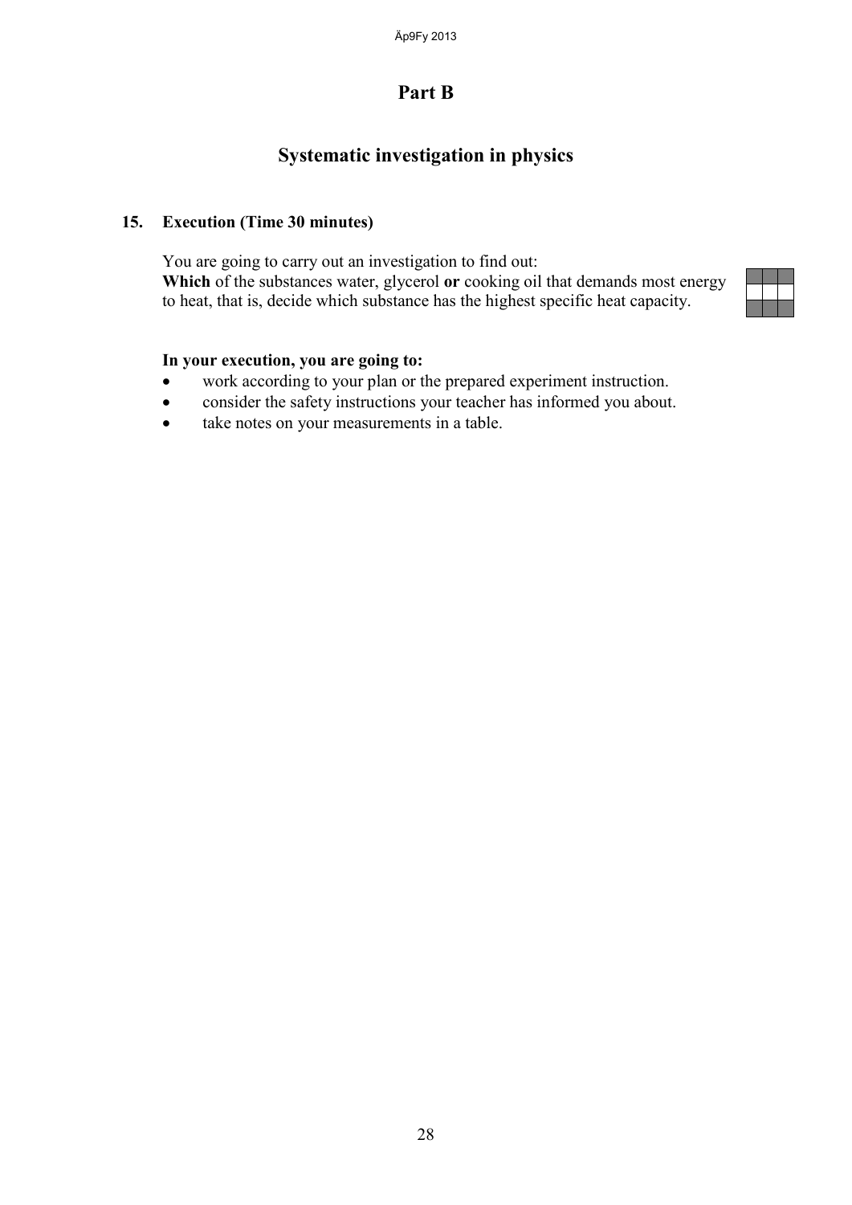# Part B

## Systematic investigation in physics

### 15. Execution (Time 30 minutes)

You are going to carry out an investigation to find out:
**Which** of the substances water, glycerol **or** cooking oil that demands most energy to heat, that is, decide which substance has the highest specific heat capacity.

**In your execution, you are going to:**

- work according to your plan or the prepared experiment instruction.
- consider the safety instructions your teacher has informed you about.
- take notes on your measurements in a table.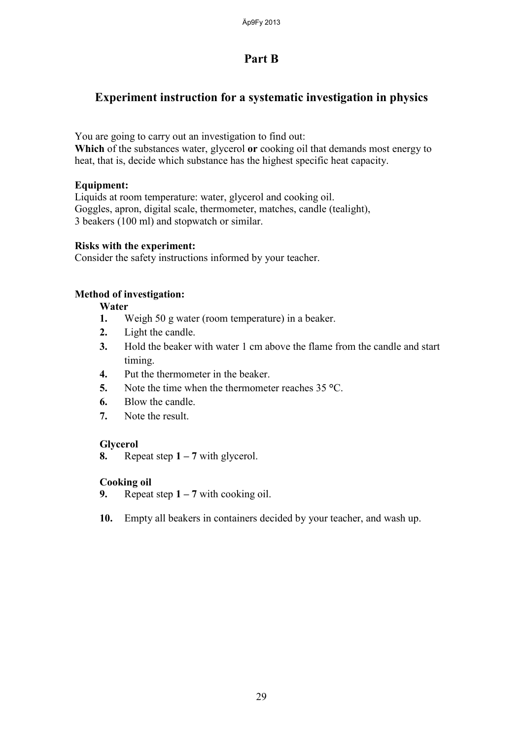# Part B

## Experiment instruction for a systematic investigation in physics

You are going to carry out an investigation to find out:
**Which** of the substances water, glycerol **or** cooking oil that demands most energy to heat, that is, decide which substance has the highest specific heat capacity.

**Equipment:**
Liquids at room temperature: water, glycerol and cooking oil.
Goggles, apron, digital scale, thermometer, matches, candle (tealight), 3 beakers (100 ml) and stopwatch or similar.

**Risks with the experiment:**
Consider the safety instructions informed by your teacher.

**Method of investigation:**

**Water**

1. Weigh 50 g water (room temperature) in a beaker.
2. Light the candle.
3. Hold the beaker with water 1 cm above the flame from the candle and start timing.
4. Put the thermometer in the beaker.
5. Note the time when the thermometer reaches 35 °C.
6. Blow the candle.
7. Note the result.

**Glycerol**

8. Repeat step **1 – 7** with glycerol.

**Cooking oil**

9. Repeat step **1 – 7** with cooking oil.

10. Empty all beakers in containers decided by your teacher, and wash up.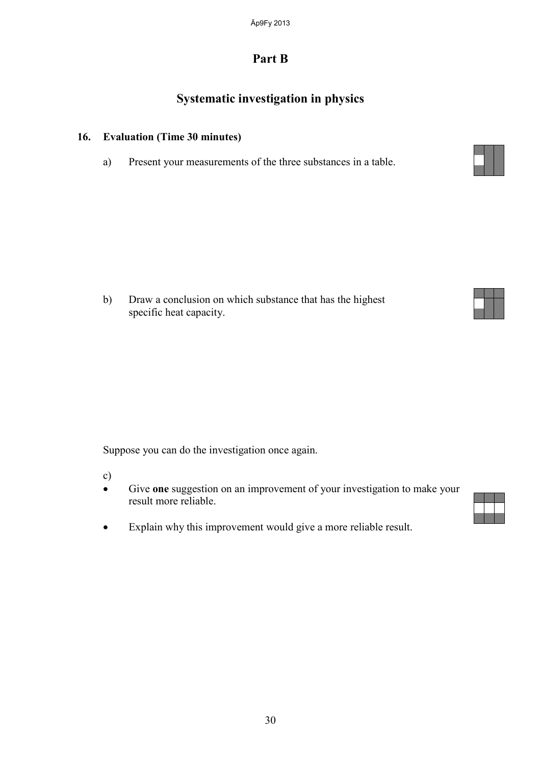## Part B

## Systematic investigation in physics

**16. Evaluation (Time 30 minutes)**

a) Present your measurements of the three substances in a table.

b) Draw a conclusion on which substance that has the highest specific heat capacity.

Suppose you can do the investigation once again.

c)

- Give **one** suggestion on an improvement of your investigation to make your result more reliable.
- Explain why this improvement would give a more reliable result.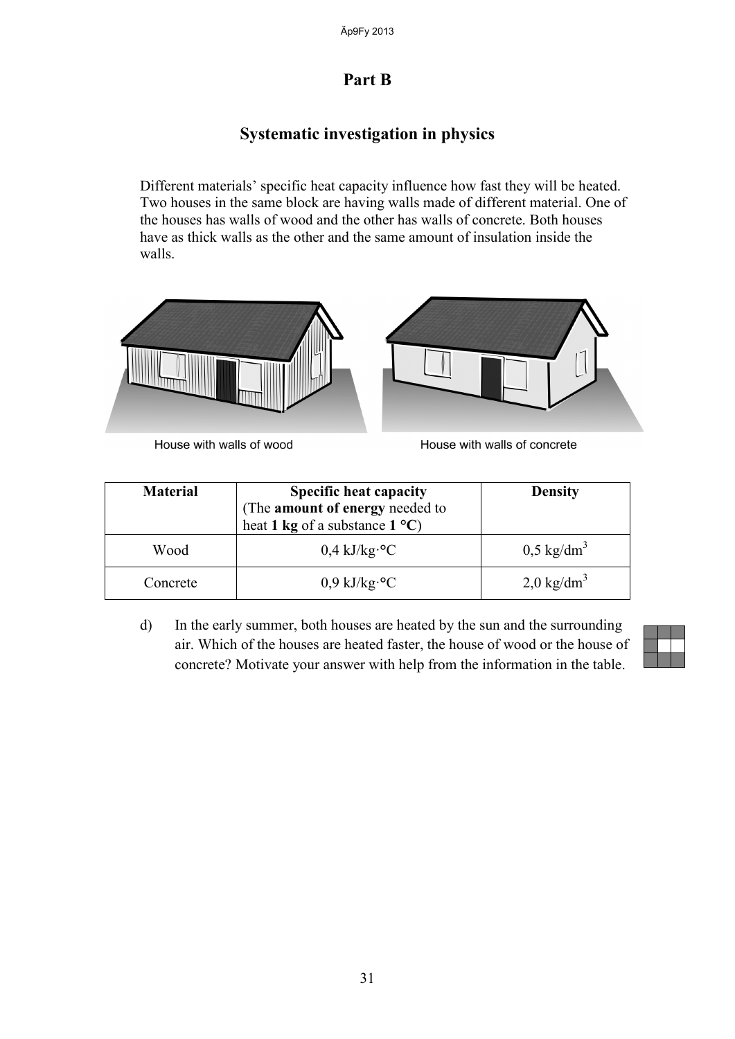## Part B

## Systematic investigation in physics

Different materials' specific heat capacity influence how fast they will be heated. Two houses in the same block are having walls made of different material. One of the houses has walls of wood and the other has walls of concrete. Both houses have as thick walls as the other and the same amount of insulation inside the walls.

House with walls of wood

House with walls of concrete

| Material | Specific heat capacity (The **amount of energy** needed to heat **1 kg** of a substance **1 °C**) | Density |
|---|---|---|
| Wood | 0,4 kJ/kg·°C | 0,5 kg/dm$^3$ |
| Concrete | 0,9 kJ/kg·°C | 2,0 kg/dm$^3$ |

d) In the early summer, both houses are heated by the sun and the surrounding air. Which of the houses are heated faster, the house of wood or the house of concrete? Motivate your answer with help from the information in the table.